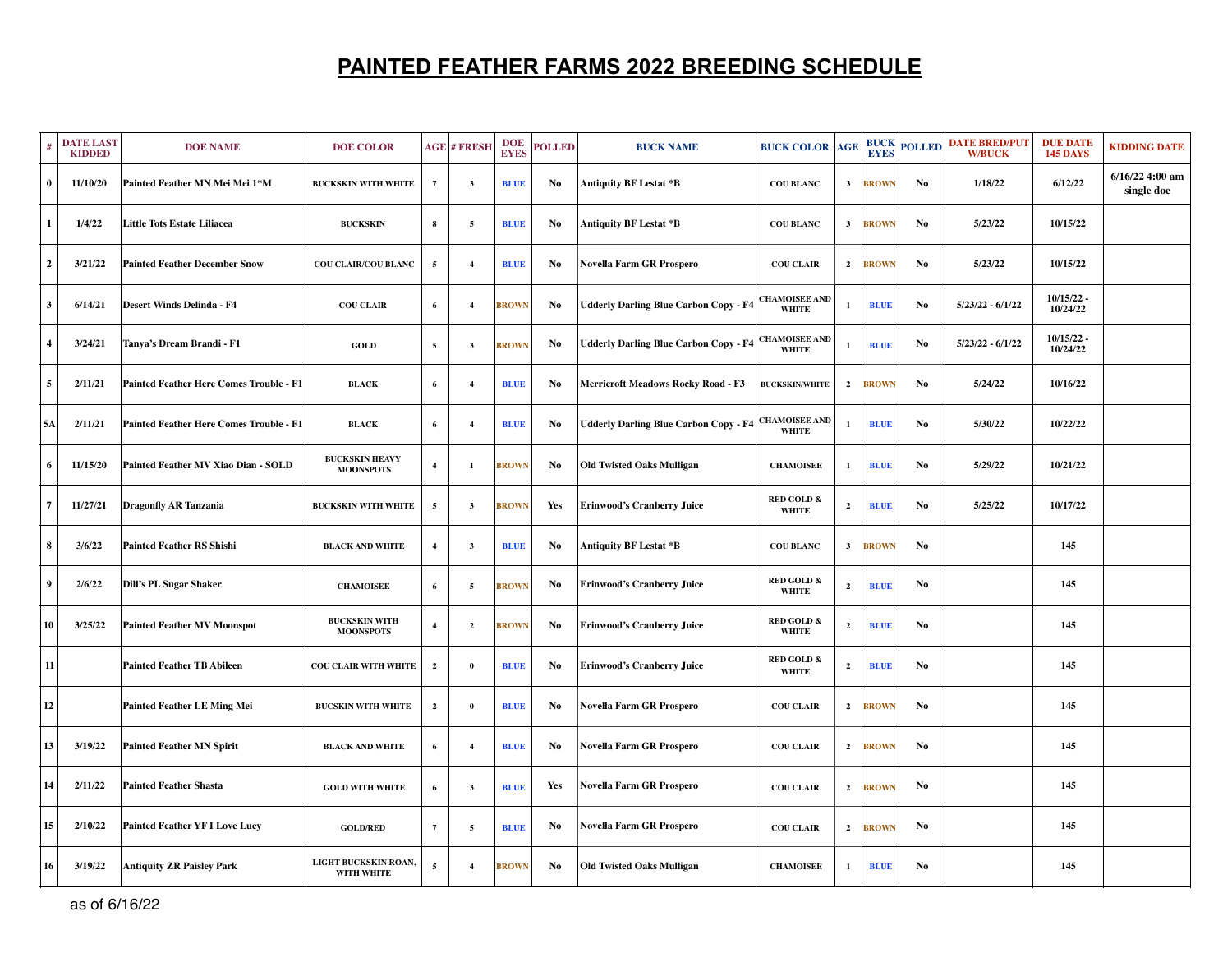# PAINTED FEATHER FARMS 2022 BREEDING SCHEDULE

| # | DATE LAST KIDDED | DOE NAME | DOE COLOR | AGE | # FRESH | DOE EYES | POLLED | BUCK NAME | BUCK COLOR | AGE | BUCK EYES | POLLED | DATE BRED/PUT W/BUCK | DUE DATE 145 DAYS | KIDDING DATE |
|---|---|---|---|---|---|---|---|---|---|---|---|---|---|---|---|
| 0 | 11/10/20 | Painted Feather MN Mei Mei 1*M | BUCKSKIN WITH WHITE | 7 | 3 | BLUE | No | Antiquity BF Lestat *B | COU BLANC | 3 | BROWN | No | 1/18/22 | 6/12/22 | 6/16/22 4:00 am single doe |
| 1 | 1/4/22 | Little Tots Estate Liliacea | BUCKSKIN | 8 | 5 | BLUE | No | Antiquity BF Lestat *B | COU BLANC | 3 | BROWN | No | 5/23/22 | 10/15/22 | |
| 2 | 3/21/22 | Painted Feather December Snow | COU CLAIR/COU BLANC | 5 | 4 | BLUE | No | Novella Farm GR Prospero | COU CLAIR | 2 | BROWN | No | 5/23/22 | 10/15/22 | |
| 3 | 6/14/21 | Desert Winds Delinda - F4 | COU CLAIR | 6 | 4 | BROWN | No | Udderly Darling Blue Carbon Copy - F4 | CHAMOISEE AND WHITE | 1 | BLUE | No | 5/23/22 - 6/1/22 | 10/15/22 - 10/24/22 | |
| 4 | 3/24/21 | Tanya's Dream Brandi - F1 | GOLD | 5 | 3 | BROWN | No | Udderly Darling Blue Carbon Copy - F4 | CHAMOISEE AND WHITE | 1 | BLUE | No | 5/23/22 - 6/1/22 | 10/15/22 - 10/24/22 | |
| 5 | 2/11/21 | Painted Feather Here Comes Trouble - F1 | BLACK | 6 | 4 | BLUE | No | Merricroft Meadows Rocky Road - F3 | BUCKSKIN/WHITE | 2 | BROWN | No | 5/24/22 | 10/16/22 | |
| 5A | 2/11/21 | Painted Feather Here Comes Trouble - F1 | BLACK | 6 | 4 | BLUE | No | Udderly Darling Blue Carbon Copy - F4 | CHAMOISEE AND WHITE | 1 | BLUE | No | 5/30/22 | 10/22/22 | |
| 6 | 11/15/20 | Painted Feather MV Xiao Dian - SOLD | BUCKSKIN HEAVY MOONSPOTS | 4 | 1 | BROWN | No | Old Twisted Oaks Mulligan | CHAMOISEE | 1 | BLUE | No | 5/29/22 | 10/21/22 | |
| 7 | 11/27/21 | Dragonfly AR Tanzania | BUCKSKIN WITH WHITE | 5 | 3 | BROWN | Yes | Erinwood's Cranberry Juice | RED GOLD & WHITE | 2 | BLUE | No | 5/25/22 | 10/17/22 | |
| 8 | 3/6/22 | Painted Feather RS Shishi | BLACK AND WHITE | 4 | 3 | BLUE | No | Antiquity BF Lestat *B | COU BLANC | 3 | BROWN | No | | 145 | |
| 9 | 2/6/22 | Dill's PL Sugar Shaker | CHAMOISEE | 6 | 5 | BROWN | No | Erinwood's Cranberry Juice | RED GOLD & WHITE | 2 | BLUE | No | | 145 | |
| 10 | 3/25/22 | Painted Feather MV Moonspot | BUCKSKIN WITH MOONSPOTS | 4 | 2 | BROWN | No | Erinwood's Cranberry Juice | RED GOLD & WHITE | 2 | BLUE | No | | 145 | |
| 11 | | Painted Feather TB Abileen | COU CLAIR WITH WHITE | 2 | 0 | BLUE | No | Erinwood's Cranberry Juice | RED GOLD & WHITE | 2 | BLUE | No | | 145 | |
| 12 | | Painted Feather LE Ming Mei | BUCSKIN WITH WHITE | 2 | 0 | BLUE | No | Novella Farm GR Prospero | COU CLAIR | 2 | BROWN | No | | 145 | |
| 13 | 3/19/22 | Painted Feather MN Spirit | BLACK AND WHITE | 6 | 4 | BLUE | No | Novella Farm GR Prospero | COU CLAIR | 2 | BROWN | No | | 145 | |
| 14 | 2/11/22 | Painted Feather Shasta | GOLD WITH WHITE | 6 | 3 | BLUE | Yes | Novella Farm GR Prospero | COU CLAIR | 2 | BROWN | No | | 145 | |
| 15 | 2/10/22 | Painted Feather YF I Love Lucy | GOLD/RED | 7 | 5 | BLUE | No | Novella Farm GR Prospero | COU CLAIR | 2 | BROWN | No | | 145 | |
| 16 | 3/19/22 | Antiquity ZR Paisley Park | LIGHT BUCKSKIN ROAN, WITH WHITE | 5 | 4 | BROWN | No | Old Twisted Oaks Mulligan | CHAMOISEE | 1 | BLUE | No | | 145 | |

as of 6/16/22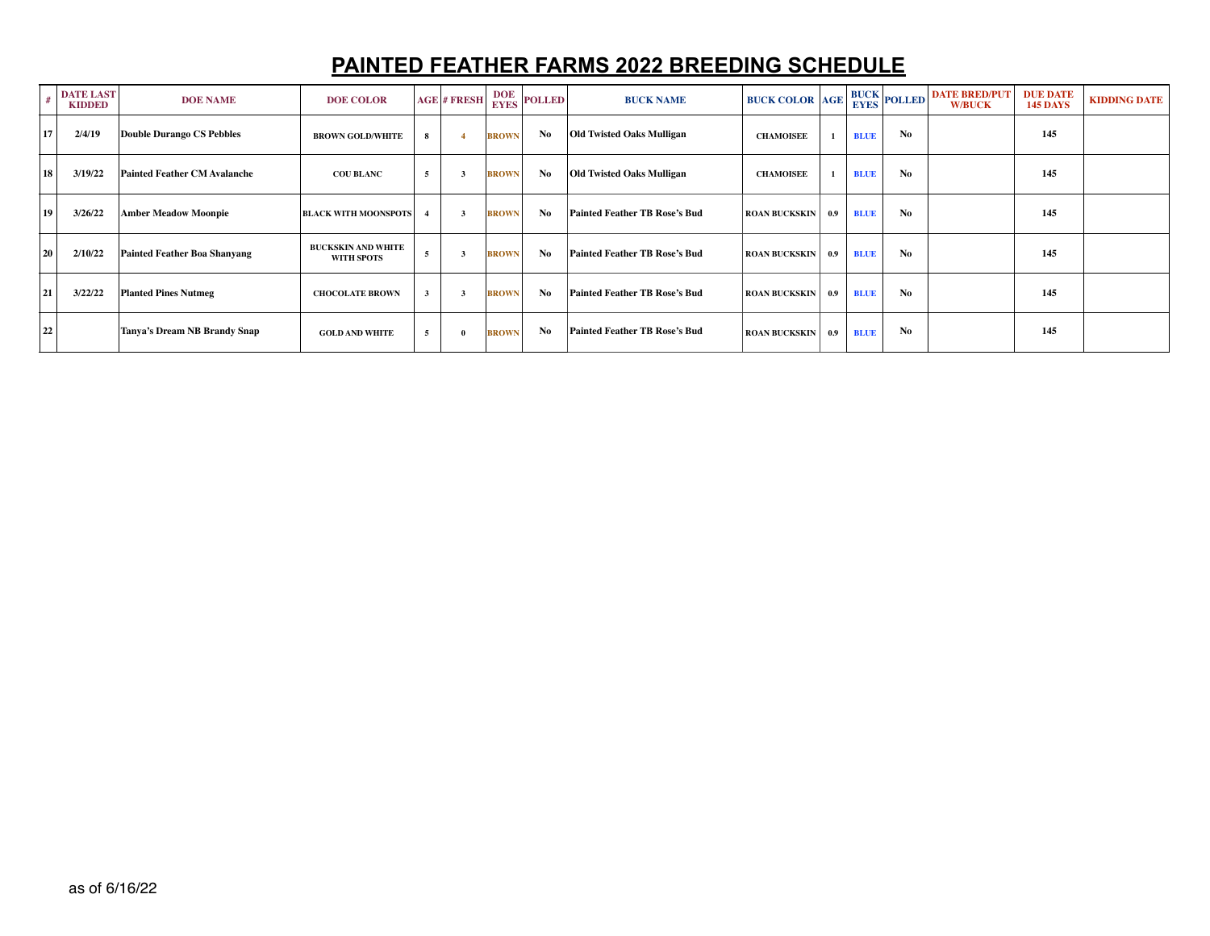# PAINTED FEATHER FARMS 2022 BREEDING SCHEDULE

| # | DATE LAST KIDDED | DOE NAME | DOE COLOR | AGE | # FRESH | DOE EYES | POLLED | BUCK NAME | BUCK COLOR | AGE | BUCK EYES | POLLED | DATE BRED/PUT W/BUCK | DUE DATE 145 DAYS | KIDDING DATE |
|---|---|---|---|---|---|---|---|---|---|---|---|---|---|---|---|
| 17 | 2/4/19 | Double Durango CS Pebbles | BROWN GOLD/WHITE | 8 | 4 | BROWN | No | Old Twisted Oaks Mulligan | CHAMOISEE | 1 | BLUE | No | | 145 | |
| 18 | 3/19/22 | Painted Feather CM Avalanche | COU BLANC | 5 | 3 | BROWN | No | Old Twisted Oaks Mulligan | CHAMOISEE | 1 | BLUE | No | | 145 | |
| 19 | 3/26/22 | Amber Meadow Moonpie | BLACK WITH MOONSPOTS | 4 | 3 | BROWN | No | Painted Feather TB Rose's Bud | ROAN BUCKSKIN | 0.9 | BLUE | No | | 145 | |
| 20 | 2/10/22 | Painted Feather Boa Shanyang | BUCKSKIN AND WHITE WITH SPOTS | 5 | 3 | BROWN | No | Painted Feather TB Rose's Bud | ROAN BUCKSKIN | 0.9 | BLUE | No | | 145 | |
| 21 | 3/22/22 | Planted Pines Nutmeg | CHOCOLATE BROWN | 3 | 3 | BROWN | No | Painted Feather TB Rose's Bud | ROAN BUCKSKIN | 0.9 | BLUE | No | | 145 | |
| 22 | | Tanya's Dream NB Brandy Snap | GOLD AND WHITE | 5 | 0 | BROWN | No | Painted Feather TB Rose's Bud | ROAN BUCKSKIN | 0.9 | BLUE | No | | 145 | |

as of 6/16/22